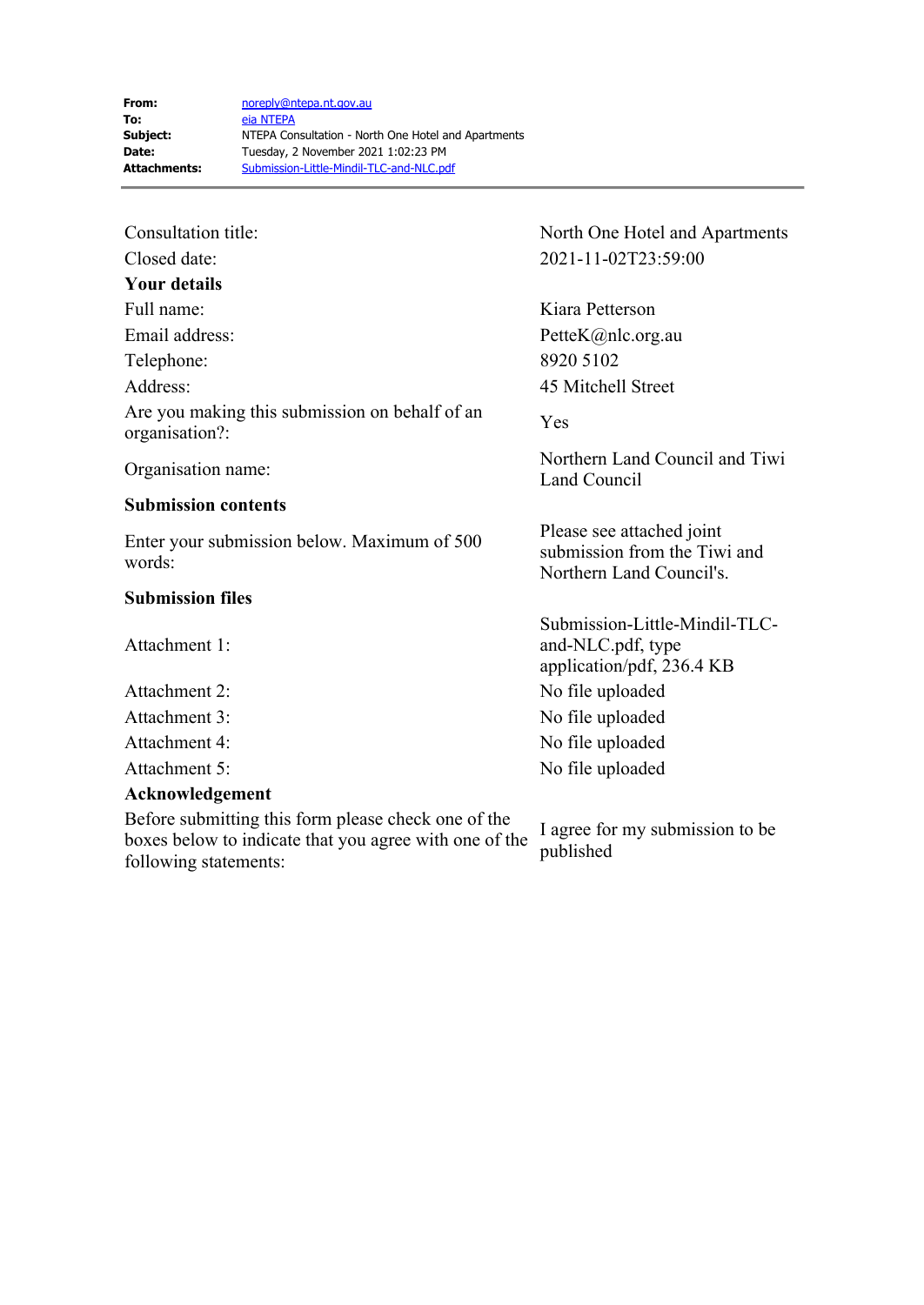| | |
|---|---|
| **From:** | noreply@ntepa.nt.gov.au |
| **To:** | eia NTEPA |
| **Subject:** | NTEPA Consultation - North One Hotel and Apartments |
| **Date:** | Tuesday, 2 November 2021 1:02:23 PM |
| **Attachments:** | Submission-Little-Mindil-TLC-and-NLC.pdf |

---

| | |
|---|---|
| Consultation title: | North One Hotel and Apartments |
| Closed date: | 2021-11-02T23:59:00 |
| **Your details** | |
| Full name: | Kiara Petterson |
| Email address: | PetteK@nlc.org.au |
| Telephone: | 8920 5102 |
| Address: | 45 Mitchell Street |
| Are you making this submission on behalf of an organisation?: | Yes |
| Organisation name: | Northern Land Council and Tiwi Land Council |
| **Submission contents** | |
| Enter your submission below. Maximum of 500 words: | Please see attached joint submission from the Tiwi and Northern Land Council's. |
| **Submission files** | |
| Attachment 1: | Submission-Little-Mindil-TLC-and-NLC.pdf, type application/pdf, 236.4 KB |
| Attachment 2: | No file uploaded |
| Attachment 3: | No file uploaded |
| Attachment 4: | No file uploaded |
| Attachment 5: | No file uploaded |
| **Acknowledgement** | |
| Before submitting this form please check one of the boxes below to indicate that you agree with one of the following statements: | I agree for my submission to be published |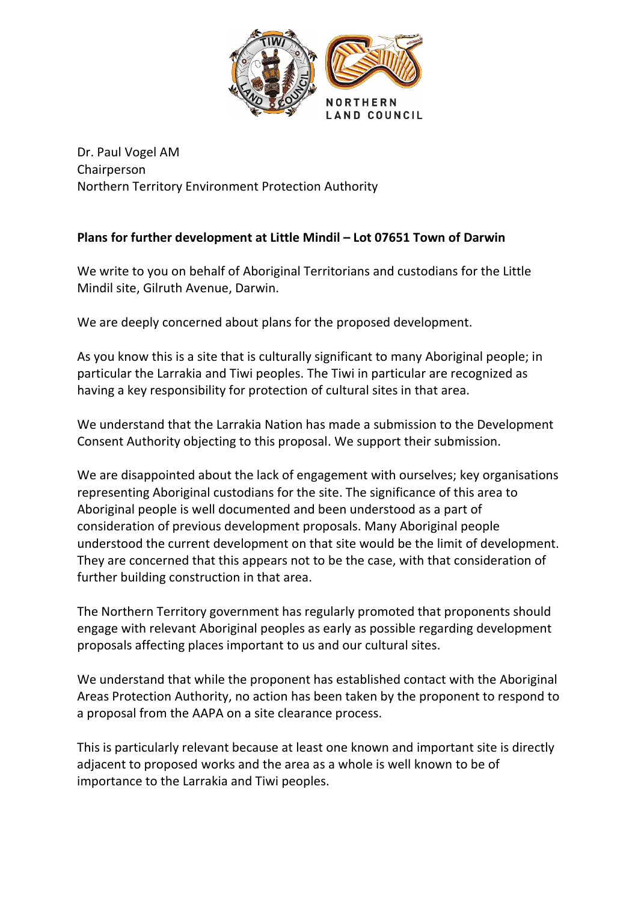Dr. Paul Vogel AM
Chairperson
Northern Territory Environment Protection Authority

**Plans for further development at Little Mindil – Lot 07651 Town of Darwin**

We write to you on behalf of Aboriginal Territorians and custodians for the Little Mindil site, Gilruth Avenue, Darwin.

We are deeply concerned about plans for the proposed development.

As you know this is a site that is culturally significant to many Aboriginal people; in particular the Larrakia and Tiwi peoples. The Tiwi in particular are recognized as having a key responsibility for protection of cultural sites in that area.

We understand that the Larrakia Nation has made a submission to the Development Consent Authority objecting to this proposal. We support their submission.

We are disappointed about the lack of engagement with ourselves; key organisations representing Aboriginal custodians for the site. The significance of this area to Aboriginal people is well documented and been understood as a part of consideration of previous development proposals. Many Aboriginal people understood the current development on that site would be the limit of development. They are concerned that this appears not to be the case, with that consideration of further building construction in that area.

The Northern Territory government has regularly promoted that proponents should engage with relevant Aboriginal peoples as early as possible regarding development proposals affecting places important to us and our cultural sites.

We understand that while the proponent has established contact with the Aboriginal Areas Protection Authority, no action has been taken by the proponent to respond to a proposal from the AAPA on a site clearance process.

This is particularly relevant because at least one known and important site is directly adjacent to proposed works and the area as a whole is well known to be of importance to the Larrakia and Tiwi peoples.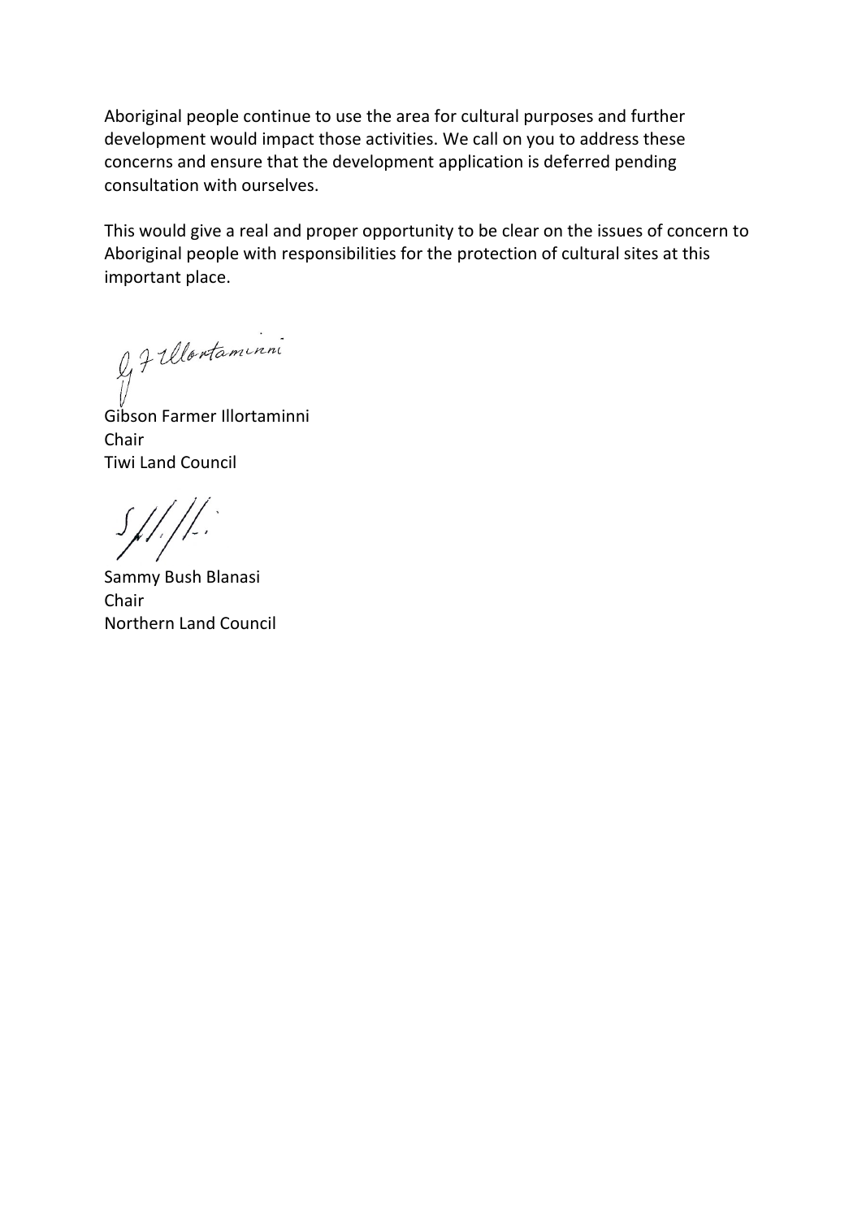Aboriginal people continue to use the area for cultural purposes and further development would impact those activities. We call on you to address these concerns and ensure that the development application is deferred pending consultation with ourselves.

This would give a real and proper opportunity to be clear on the issues of concern to Aboriginal people with responsibilities for the protection of cultural sites at this important place.

Gibson Farmer Illortaminni
Chair
Tiwi Land Council

Sammy Bush Blanasi
Chair
Northern Land Council